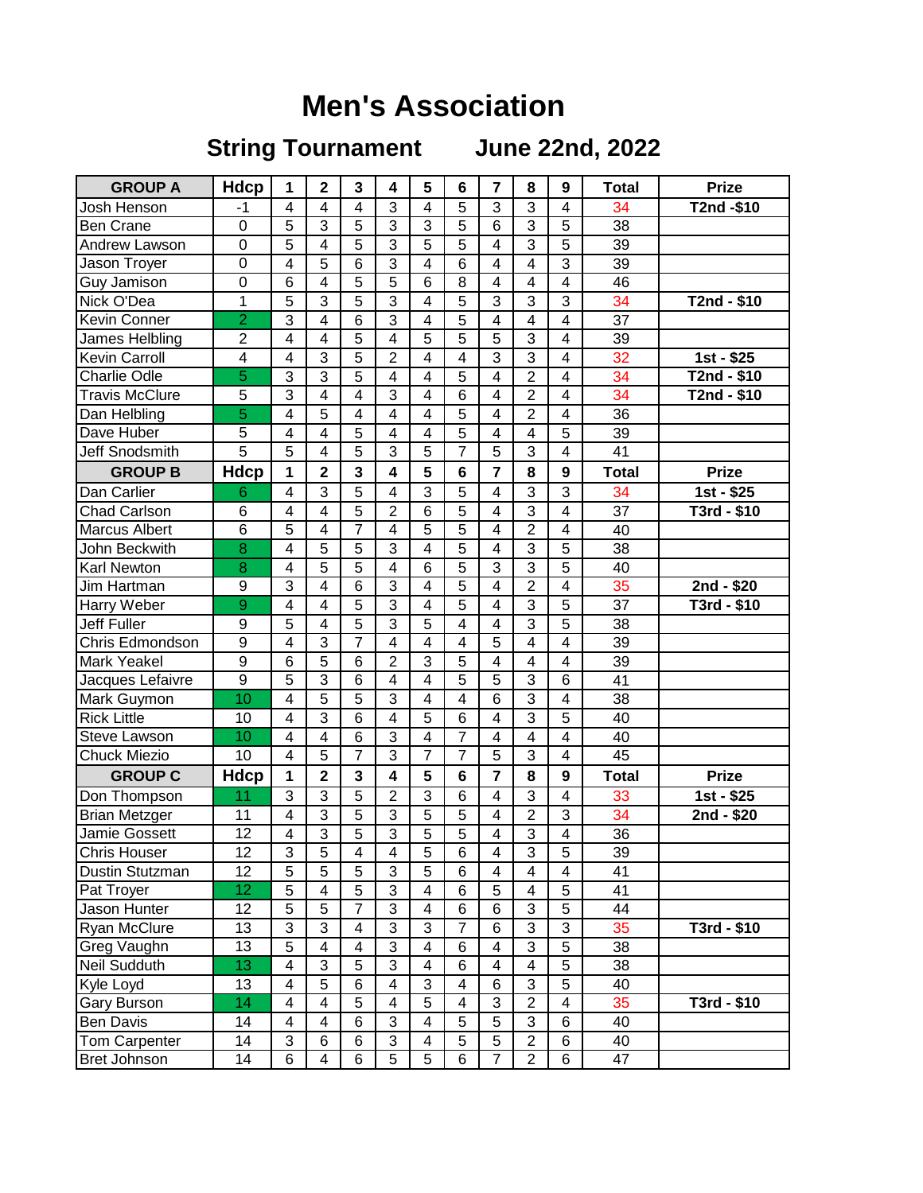# Men's Association

## String Tournament June 22nd, 2022

| GROUP A | Hdcp | 1 | 2 | 3 | 4 | 5 | 6 | 7 | 8 | 9 | Total | Prize |
|---|---|---|---|---|---|---|---|---|---|---|---|---|
| Josh Henson | -1 | 4 | 4 | 4 | 3 | 4 | 5 | 3 | 3 | 4 | 34 | T2nd -$10 |
| Ben Crane | 0 | 5 | 3 | 5 | 3 | 3 | 5 | 6 | 3 | 5 | 38 | |
| Andrew Lawson | 0 | 5 | 4 | 5 | 3 | 5 | 5 | 4 | 3 | 5 | 39 | |
| Jason Troyer | 0 | 4 | 5 | 6 | 3 | 4 | 6 | 4 | 4 | 3 | 39 | |
| Guy Jamison | 0 | 6 | 4 | 5 | 5 | 6 | 8 | 4 | 4 | 4 | 46 | |
| Nick O'Dea | 1 | 5 | 3 | 5 | 3 | 4 | 5 | 3 | 3 | 3 | 34 | T2nd - $10 |
| Kevin Conner | 2 | 3 | 4 | 6 | 3 | 4 | 5 | 4 | 4 | 4 | 37 | |
| James Helbling | 2 | 4 | 4 | 5 | 4 | 5 | 5 | 5 | 3 | 4 | 39 | |
| Kevin Carroll | 4 | 4 | 3 | 5 | 2 | 4 | 4 | 3 | 3 | 4 | 32 | 1st - $25 |
| Charlie Odle | 5 | 3 | 3 | 5 | 4 | 4 | 5 | 4 | 2 | 4 | 34 | T2nd - $10 |
| Travis McClure | 5 | 3 | 4 | 4 | 3 | 4 | 6 | 4 | 2 | 4 | 34 | T2nd - $10 |
| Dan Helbling | 5 | 4 | 5 | 4 | 4 | 4 | 5 | 4 | 2 | 4 | 36 | |
| Dave Huber | 5 | 4 | 4 | 5 | 4 | 4 | 5 | 4 | 4 | 5 | 39 | |
| Jeff Snodsmith | 5 | 5 | 4 | 5 | 3 | 5 | 7 | 5 | 3 | 4 | 41 | |
| **GROUP B** | **Hdcp** | **1** | **2** | **3** | **4** | **5** | **6** | **7** | **8** | **9** | **Total** | **Prize** |
| Dan Carlier | 6 | 4 | 3 | 5 | 4 | 3 | 5 | 4 | 3 | 3 | 34 | 1st - $25 |
| Chad Carlson | 6 | 4 | 4 | 5 | 2 | 6 | 5 | 4 | 3 | 4 | 37 | T3rd - $10 |
| Marcus Albert | 6 | 5 | 4 | 7 | 4 | 5 | 5 | 4 | 2 | 4 | 40 | |
| John Beckwith | 8 | 4 | 5 | 5 | 3 | 4 | 5 | 4 | 3 | 5 | 38 | |
| Karl Newton | 8 | 4 | 5 | 5 | 4 | 6 | 5 | 3 | 3 | 5 | 40 | |
| Jim Hartman | 9 | 3 | 4 | 6 | 3 | 4 | 5 | 4 | 2 | 4 | 35 | 2nd - $20 |
| Harry Weber | 9 | 4 | 4 | 5 | 3 | 4 | 5 | 4 | 3 | 5 | 37 | T3rd - $10 |
| Jeff Fuller | 9 | 5 | 4 | 5 | 3 | 5 | 4 | 4 | 3 | 5 | 38 | |
| Chris Edmondson | 9 | 4 | 3 | 7 | 4 | 4 | 4 | 5 | 4 | 4 | 39 | |
| Mark Yeakel | 9 | 6 | 5 | 6 | 2 | 3 | 5 | 4 | 4 | 4 | 39 | |
| Jacques Lefaivre | 9 | 5 | 3 | 6 | 4 | 4 | 5 | 5 | 3 | 6 | 41 | |
| Mark Guymon | 10 | 4 | 5 | 5 | 3 | 4 | 4 | 6 | 3 | 4 | 38 | |
| Rick Little | 10 | 4 | 3 | 6 | 4 | 5 | 6 | 4 | 3 | 5 | 40 | |
| Steve Lawson | 10 | 4 | 4 | 6 | 3 | 4 | 7 | 4 | 4 | 4 | 40 | |
| Chuck Miezio | 10 | 4 | 5 | 7 | 3 | 7 | 7 | 5 | 3 | 4 | 45 | |
| **GROUP C** | **Hdcp** | **1** | **2** | **3** | **4** | **5** | **6** | **7** | **8** | **9** | **Total** | **Prize** |
| Don Thompson | 11 | 3 | 3 | 5 | 2 | 3 | 6 | 4 | 3 | 4 | 33 | 1st - $25 |
| Brian Metzger | 11 | 4 | 3 | 5 | 3 | 5 | 5 | 4 | 2 | 3 | 34 | 2nd - $20 |
| Jamie Gossett | 12 | 4 | 3 | 5 | 3 | 5 | 5 | 4 | 3 | 4 | 36 | |
| Chris Houser | 12 | 3 | 5 | 4 | 4 | 5 | 6 | 4 | 3 | 5 | 39 | |
| Dustin Stutzman | 12 | 5 | 5 | 5 | 3 | 5 | 6 | 4 | 4 | 4 | 41 | |
| Pat Troyer | 12 | 5 | 4 | 5 | 3 | 4 | 6 | 5 | 4 | 5 | 41 | |
| Jason Hunter | 12 | 5 | 5 | 7 | 3 | 4 | 6 | 6 | 3 | 5 | 44 | |
| Ryan McClure | 13 | 3 | 3 | 4 | 3 | 3 | 7 | 6 | 3 | 3 | 35 | T3rd - $10 |
| Greg Vaughn | 13 | 5 | 4 | 4 | 3 | 4 | 6 | 4 | 3 | 5 | 38 | |
| Neil Sudduth | 13 | 4 | 3 | 5 | 3 | 4 | 6 | 4 | 4 | 5 | 38 | |
| Kyle Loyd | 13 | 4 | 5 | 6 | 4 | 3 | 4 | 6 | 3 | 5 | 40 | |
| Gary Burson | 14 | 4 | 4 | 5 | 4 | 5 | 4 | 3 | 2 | 4 | 35 | T3rd - $10 |
| Ben Davis | 14 | 4 | 4 | 6 | 3 | 4 | 5 | 5 | 3 | 6 | 40 | |
| Tom Carpenter | 14 | 3 | 6 | 6 | 3 | 4 | 5 | 5 | 2 | 6 | 40 | |
| Bret Johnson | 14 | 6 | 4 | 6 | 5 | 5 | 6 | 7 | 2 | 6 | 47 | |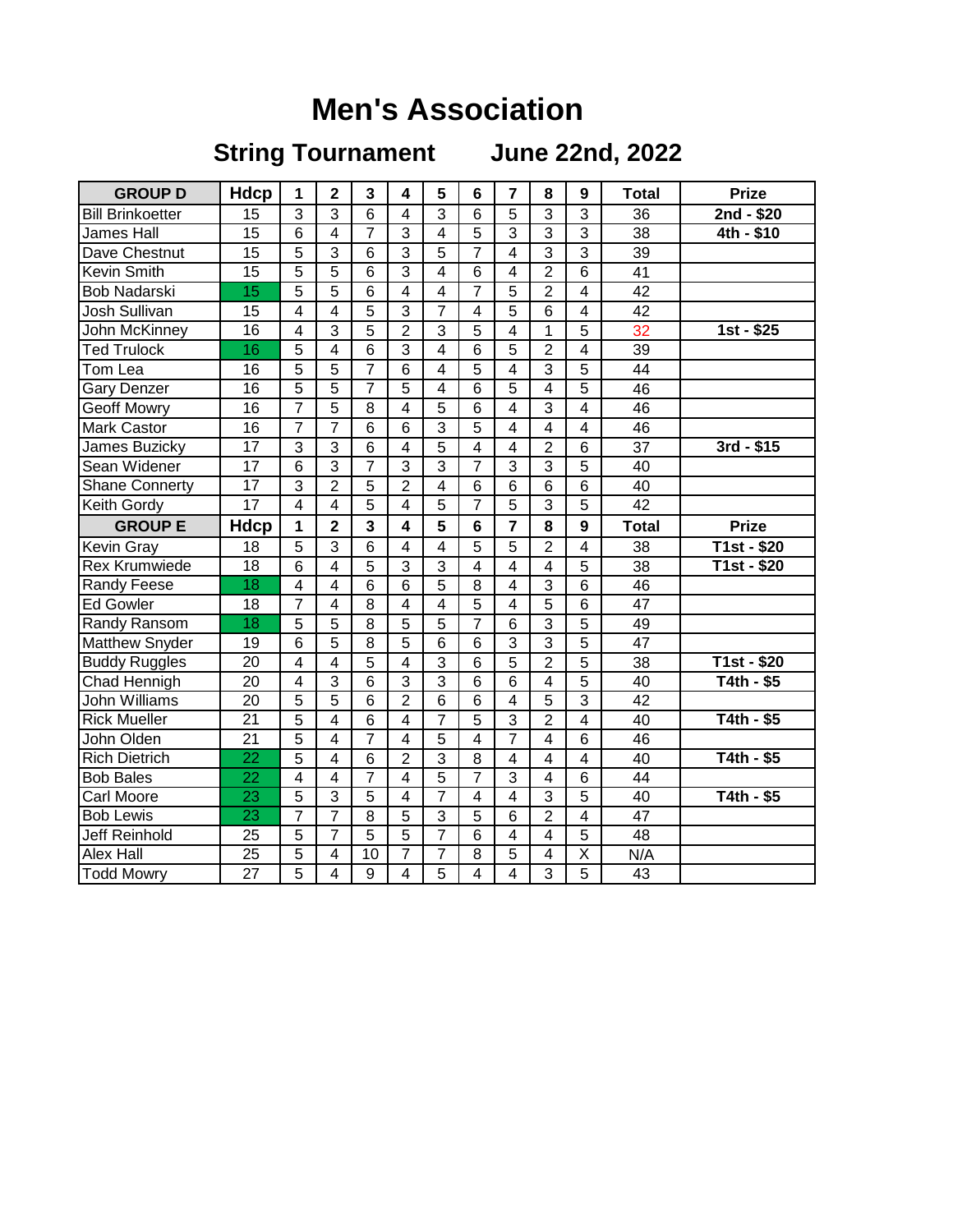# Men's Association

## String Tournament June 22nd, 2022

| GROUP D | Hdcp | 1 | 2 | 3 | 4 | 5 | 6 | 7 | 8 | 9 | Total | Prize |
|---|---|---|---|---|---|---|---|---|---|---|---|---|
| Bill Brinkoetter | 15 | 3 | 3 | 6 | 4 | 3 | 6 | 5 | 3 | 3 | 36 | **2nd - $20** |
| James Hall | 15 | 6 | 4 | 7 | 3 | 4 | 5 | 3 | 3 | 3 | 38 | **4th - $10** |
| Dave Chestnut | 15 | 5 | 3 | 6 | 3 | 5 | 7 | 4 | 3 | 3 | 39 | |
| Kevin Smith | 15 | 5 | 5 | 6 | 3 | 4 | 6 | 4 | 2 | 6 | 41 | |
| Bob Nadarski | 15 | 5 | 5 | 6 | 4 | 4 | 7 | 5 | 2 | 4 | 42 | |
| Josh Sullivan | 15 | 4 | 4 | 5 | 3 | 7 | 4 | 5 | 6 | 4 | 42 | |
| John McKinney | 16 | 4 | 3 | 5 | 2 | 3 | 5 | 4 | 1 | 5 | 32 | **1st - $25** |
| Ted Trulock | 16 | 5 | 4 | 6 | 3 | 4 | 6 | 5 | 2 | 4 | 39 | |
| Tom Lea | 16 | 5 | 5 | 7 | 6 | 4 | 5 | 4 | 3 | 5 | 44 | |
| Gary Denzer | 16 | 5 | 5 | 7 | 5 | 4 | 6 | 5 | 4 | 5 | 46 | |
| Geoff Mowry | 16 | 7 | 5 | 8 | 4 | 5 | 6 | 4 | 3 | 4 | 46 | |
| Mark Castor | 16 | 7 | 7 | 6 | 6 | 3 | 5 | 4 | 4 | 4 | 46 | |
| James Buzicky | 17 | 3 | 3 | 6 | 4 | 5 | 4 | 4 | 2 | 6 | 37 | **3rd - $15** |
| Sean Widener | 17 | 6 | 3 | 7 | 3 | 3 | 7 | 3 | 3 | 5 | 40 | |
| Shane Connerty | 17 | 3 | 2 | 5 | 2 | 4 | 6 | 6 | 6 | 6 | 40 | |
| Keith Gordy | 17 | 4 | 4 | 5 | 4 | 5 | 7 | 5 | 3 | 5 | 42 | |
| **GROUP E** | **Hdcp** | **1** | **2** | **3** | **4** | **5** | **6** | **7** | **8** | **9** | **Total** | **Prize** |
| Kevin Gray | 18 | 5 | 3 | 6 | 4 | 4 | 5 | 5 | 2 | 4 | 38 | **T1st - $20** |
| Rex Krumwiede | 18 | 6 | 4 | 5 | 3 | 3 | 4 | 4 | 4 | 5 | 38 | **T1st - $20** |
| Randy Feese | 18 | 4 | 4 | 6 | 6 | 5 | 8 | 4 | 3 | 6 | 46 | |
| Ed Gowler | 18 | 7 | 4 | 8 | 4 | 4 | 5 | 4 | 5 | 6 | 47 | |
| Randy Ransom | 18 | 5 | 5 | 8 | 5 | 5 | 7 | 6 | 3 | 5 | 49 | |
| Matthew Snyder | 19 | 6 | 5 | 8 | 5 | 6 | 6 | 3 | 3 | 5 | 47 | |
| Buddy Ruggles | 20 | 4 | 4 | 5 | 4 | 3 | 6 | 5 | 2 | 5 | 38 | **T1st - $20** |
| Chad Hennigh | 20 | 4 | 3 | 6 | 3 | 3 | 6 | 6 | 4 | 5 | 40 | **T4th - $5** |
| John Williams | 20 | 5 | 5 | 6 | 2 | 6 | 6 | 4 | 5 | 3 | 42 | |
| Rick Mueller | 21 | 5 | 4 | 6 | 4 | 7 | 5 | 3 | 2 | 4 | 40 | **T4th - $5** |
| John Olden | 21 | 5 | 4 | 7 | 4 | 5 | 4 | 7 | 4 | 6 | 46 | |
| Rich Dietrich | 22 | 5 | 4 | 6 | 2 | 3 | 8 | 4 | 4 | 4 | 40 | **T4th - $5** |
| Bob Bales | 22 | 4 | 4 | 7 | 4 | 5 | 7 | 3 | 4 | 6 | 44 | |
| Carl Moore | 23 | 5 | 3 | 5 | 4 | 7 | 4 | 4 | 3 | 5 | 40 | **T4th - $5** |
| Bob Lewis | 23 | 7 | 7 | 8 | 5 | 3 | 5 | 6 | 2 | 4 | 47 | |
| Jeff Reinhold | 25 | 5 | 7 | 5 | 5 | 7 | 6 | 4 | 4 | 5 | 48 | |
| Alex Hall | 25 | 5 | 4 | 10 | 7 | 7 | 8 | 5 | 4 | X | N/A | |
| Todd Mowry | 27 | 5 | 4 | 9 | 4 | 5 | 4 | 4 | 3 | 5 | 43 | |